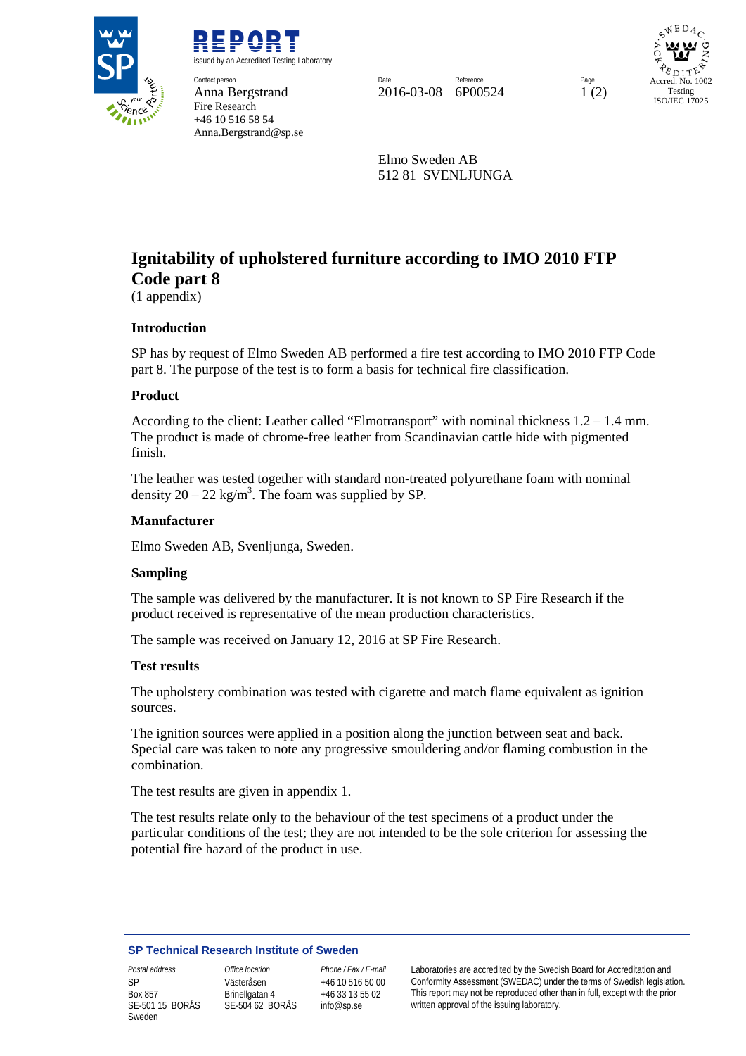# REPORT

issued by an Accredited Testing Laboratory

Contact person
Anna Bergstrand
Fire Research
+46 10 516 58 54
Anna.Bergstrand@sp.se

Date
2016-03-08

Reference
6P00524

Accred. No. 1002
Testing
ISO/IEC 17025

Elmo Sweden AB
512 81 SVENLJUNGA

## Ignitability of upholstered furniture according to IMO 2010 FTP Code part 8

(1 appendix)

### Introduction

SP has by request of Elmo Sweden AB performed a fire test according to IMO 2010 FTP Code part 8. The purpose of the test is to form a basis for technical fire classification.

### Product

According to the client: Leather called "Elmotransport" with nominal thickness 1.2 – 1.4 mm. The product is made of chrome-free leather from Scandinavian cattle hide with pigmented finish.

The leather was tested together with standard non-treated polyurethane foam with nominal density 20 – 22 kg/m$^3$. The foam was supplied by SP.

### Manufacturer

Elmo Sweden AB, Svenljunga, Sweden.

### Sampling

The sample was delivered by the manufacturer. It is not known to SP Fire Research if the product received is representative of the mean production characteristics.

The sample was received on January 12, 2016 at SP Fire Research.

### Test results

The upholstery combination was tested with cigarette and match flame equivalent as ignition sources.

The ignition sources were applied in a position along the junction between seat and back. Special care was taken to note any progressive smouldering and/or flaming combustion in the combination.

The test results are given in appendix 1.

The test results relate only to the behaviour of the test specimens of a product under the particular conditions of the test; they are not intended to be the sole criterion for assessing the potential fire hazard of the product in use.

**SP Technical Research Institute of Sweden**

| Postal address | Office location | Phone / Fax / E-mail | |
|---|---|---|---|
| SP<br>Box 857<br>SE-501 15 BORÅS<br>Sweden | Västeråsen<br>Brinellgatan 4<br>SE-504 62 BORÅS | +46 10 516 50 00<br>+46 33 13 55 02<br>info@sp.se | Laboratories are accredited by the Swedish Board for Accreditation and Conformity Assessment (SWEDAC) under the terms of Swedish legislation. This report may not be reproduced other than in full, except with the prior written approval of the issuing laboratory. |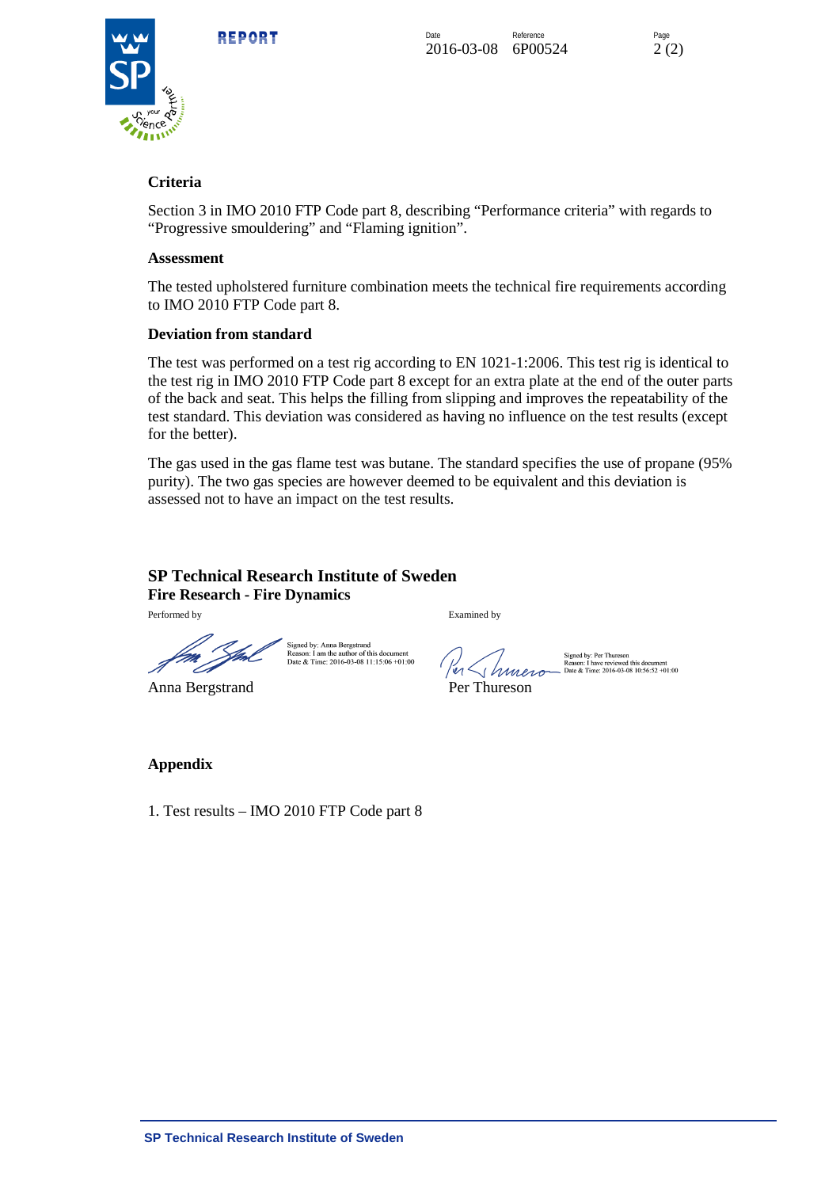### Criteria

Section 3 in IMO 2010 FTP Code part 8, describing “Performance criteria” with regards to “Progressive smouldering” and “Flaming ignition”.

### Assessment

The tested upholstered furniture combination meets the technical fire requirements according to IMO 2010 FTP Code part 8.

### Deviation from standard

The test was performed on a test rig according to EN 1021-1:2006. This test rig is identical to the test rig in IMO 2010 FTP Code part 8 except for an extra plate at the end of the outer parts of the back and seat. This helps the filling from slipping and improves the repeatability of the test standard. This deviation was considered as having no influence on the test results (except for the better).

The gas used in the gas flame test was butane. The standard specifies the use of propane (95% purity). The two gas species are however deemed to be equivalent and this deviation is assessed not to have an impact on the test results.

**SP Technical Research Institute of Sweden**
**Fire Research - Fire Dynamics**

Performed by

Signed by: Anna Bergstrand
Reason: I am the author of this document
Date & Time: 2016-03-08 11:15:06 +01:00

Anna Bergstrand

Examined by

Signed by: Per Thureson
Reason: I have reviewed this document
Date & Time: 2016-03-08 10:56:52 +01:00

Per Thureson

### Appendix

1. Test results – IMO 2010 FTP Code part 8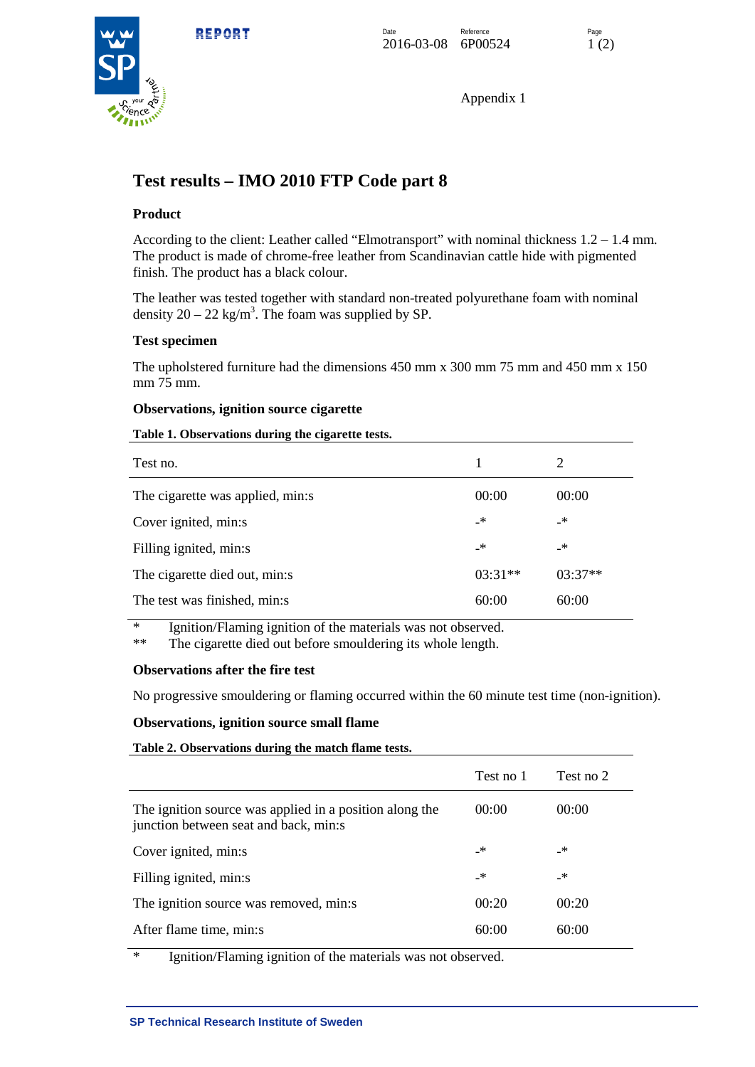Appendix 1

# Test results – IMO 2010 FTP Code part 8

### Product

According to the client: Leather called "Elmotransport" with nominal thickness 1.2 – 1.4 mm. The product is made of chrome-free leather from Scandinavian cattle hide with pigmented finish. The product has a black colour.

The leather was tested together with standard non-treated polyurethane foam with nominal density 20 – 22 kg/m$^3$. The foam was supplied by SP.

### Test specimen

The upholstered furniture had the dimensions 450 mm x 300 mm 75 mm and 450 mm x 150 mm 75 mm.

### Observations, ignition source cigarette

**Table 1. Observations during the cigarette tests.**

| Test no. | 1 | 2 |
|---|---|---|
| The cigarette was applied, min:s | 00:00 | 00:00 |
| Cover ignited, min:s | -* | -* |
| Filling ignited, min:s | -* | -* |
| The cigarette died out, min:s | 03:31** | 03:37** |
| The test was finished, min:s | 60:00 | 60:00 |

\* Ignition/Flaming ignition of the materials was not observed.
** The cigarette died out before smouldering its whole length.

### Observations after the fire test

No progressive smouldering or flaming occurred within the 60 minute test time (non-ignition).

### Observations, ignition source small flame

**Table 2. Observations during the match flame tests.**

| | Test no 1 | Test no 2 |
|---|---|---|
| The ignition source was applied in a position along the junction between seat and back, min:s | 00:00 | 00:00 |
| Cover ignited, min:s | -* | -* |
| Filling ignited, min:s | -* | -* |
| The ignition source was removed, min:s | 00:20 | 00:20 |
| After flame time, min:s | 60:00 | 60:00 |

\* Ignition/Flaming ignition of the materials was not observed.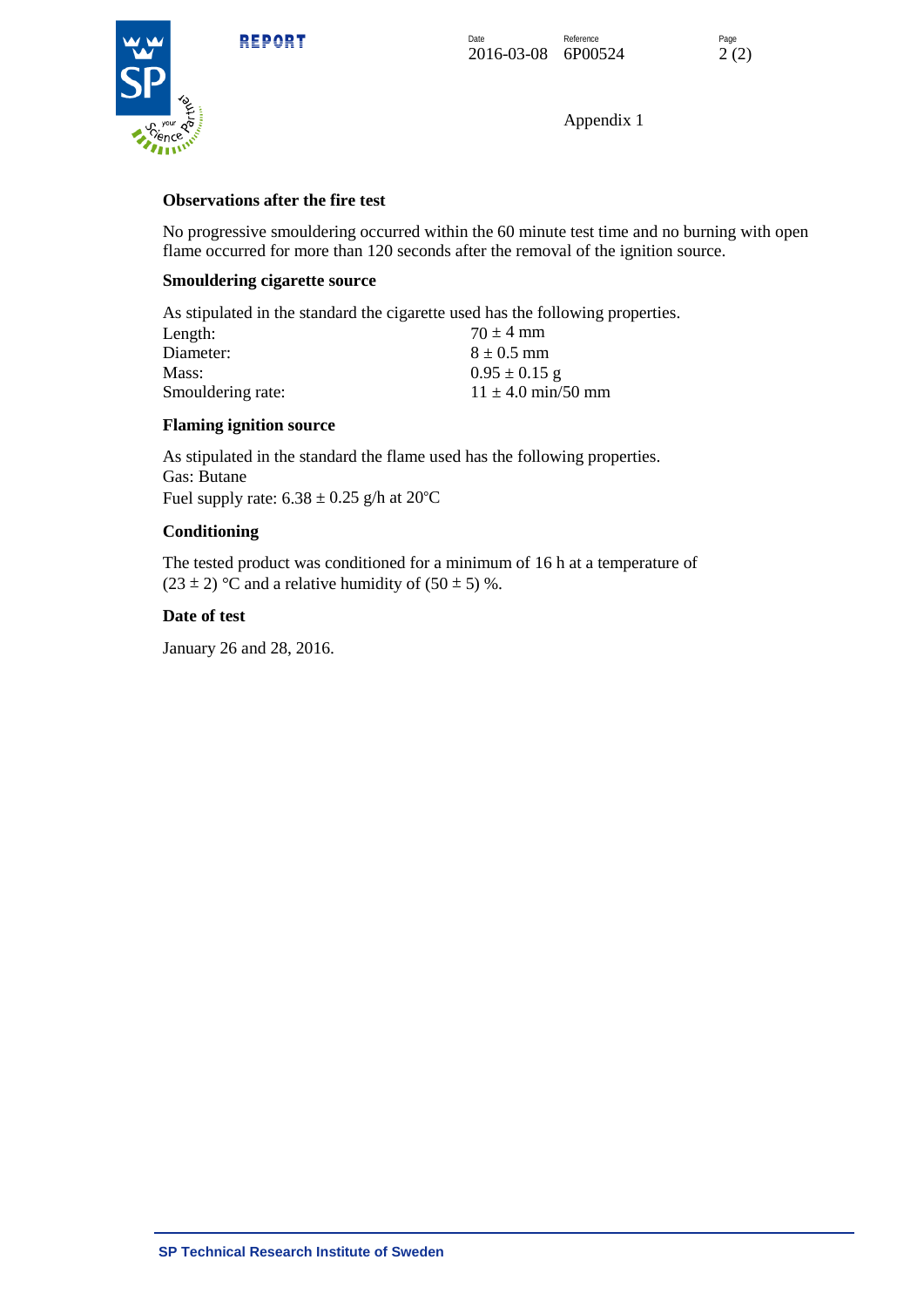Appendix 1

### Observations after the fire test

No progressive smouldering occurred within the 60 minute test time and no burning with open flame occurred for more than 120 seconds after the removal of the ignition source.

### Smouldering cigarette source

As stipulated in the standard the cigarette used has the following properties.

| | |
|---|---|
| Length: | 70 ± 4 mm |
| Diameter: | 8 ± 0.5 mm |
| Mass: | 0.95 ± 0.15 g |
| Smouldering rate: | 11 ± 4.0 min/50 mm |

### Flaming ignition source

As stipulated in the standard the flame used has the following properties.
Gas: Butane
Fuel supply rate: 6.38 ± 0.25 g/h at 20°C

### Conditioning

The tested product was conditioned for a minimum of 16 h at a temperature of (23 ± 2) °C and a relative humidity of (50 ± 5) %.

### Date of test

January 26 and 28, 2016.